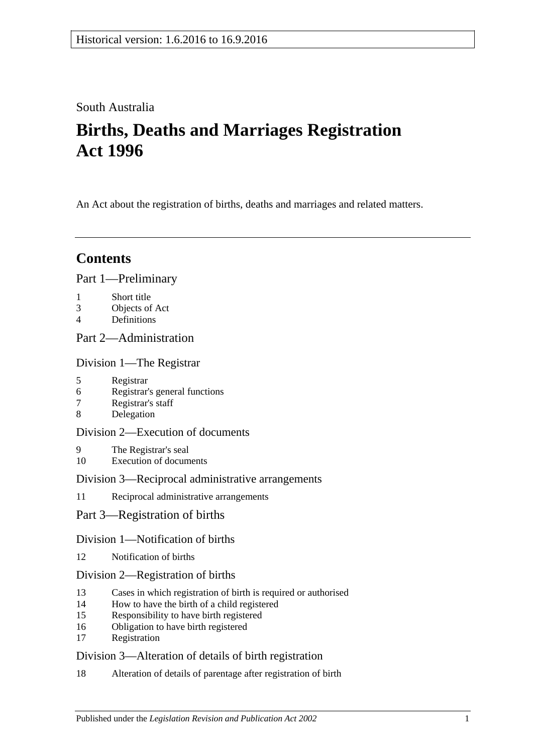Historical version: 1.6.2016 to 16.9.2016

South Australia

# Births, Deaths and Marriages Registration Act 1996

An Act about the registration of births, deaths and marriages and related matters.

---

## Contents

### Part 1—Preliminary

1 Short title
3 Objects of Act
4 Definitions

### Part 2—Administration

#### Division 1—The Registrar

5 Registrar
6 Registrar's general functions
7 Registrar's staff
8 Delegation

#### Division 2—Execution of documents

9 The Registrar's seal
10 Execution of documents

#### Division 3—Reciprocal administrative arrangements

11 Reciprocal administrative arrangements

### Part 3—Registration of births

#### Division 1—Notification of births

12 Notification of births

#### Division 2—Registration of births

13 Cases in which registration of birth is required or authorised
14 How to have the birth of a child registered
15 Responsibility to have birth registered
16 Obligation to have birth registered
17 Registration

#### Division 3—Alteration of details of birth registration

18 Alteration of details of parentage after registration of birth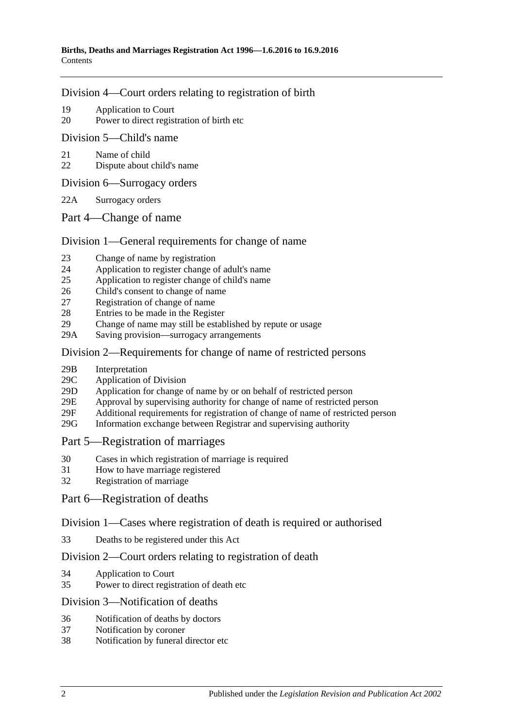Division 4—Court orders relating to registration of birth

19 Application to Court
20 Power to direct registration of birth etc

Division 5—Child's name

21 Name of child
22 Dispute about child's name

Division 6—Surrogacy orders

22A Surrogacy orders

Part 4—Change of name

Division 1—General requirements for change of name

23 Change of name by registration
24 Application to register change of adult's name
25 Application to register change of child's name
26 Child's consent to change of name
27 Registration of change of name
28 Entries to be made in the Register
29 Change of name may still be established by repute or usage
29A Saving provision—surrogacy arrangements

Division 2—Requirements for change of name of restricted persons

29B Interpretation
29C Application of Division
29D Application for change of name by or on behalf of restricted person
29E Approval by supervising authority for change of name of restricted person
29F Additional requirements for registration of change of name of restricted person
29G Information exchange between Registrar and supervising authority

Part 5—Registration of marriages

30 Cases in which registration of marriage is required
31 How to have marriage registered
32 Registration of marriage

Part 6—Registration of deaths

Division 1—Cases where registration of death is required or authorised

33 Deaths to be registered under this Act

Division 2—Court orders relating to registration of death

34 Application to Court
35 Power to direct registration of death etc

Division 3—Notification of deaths

36 Notification of deaths by doctors
37 Notification by coroner
38 Notification by funeral director etc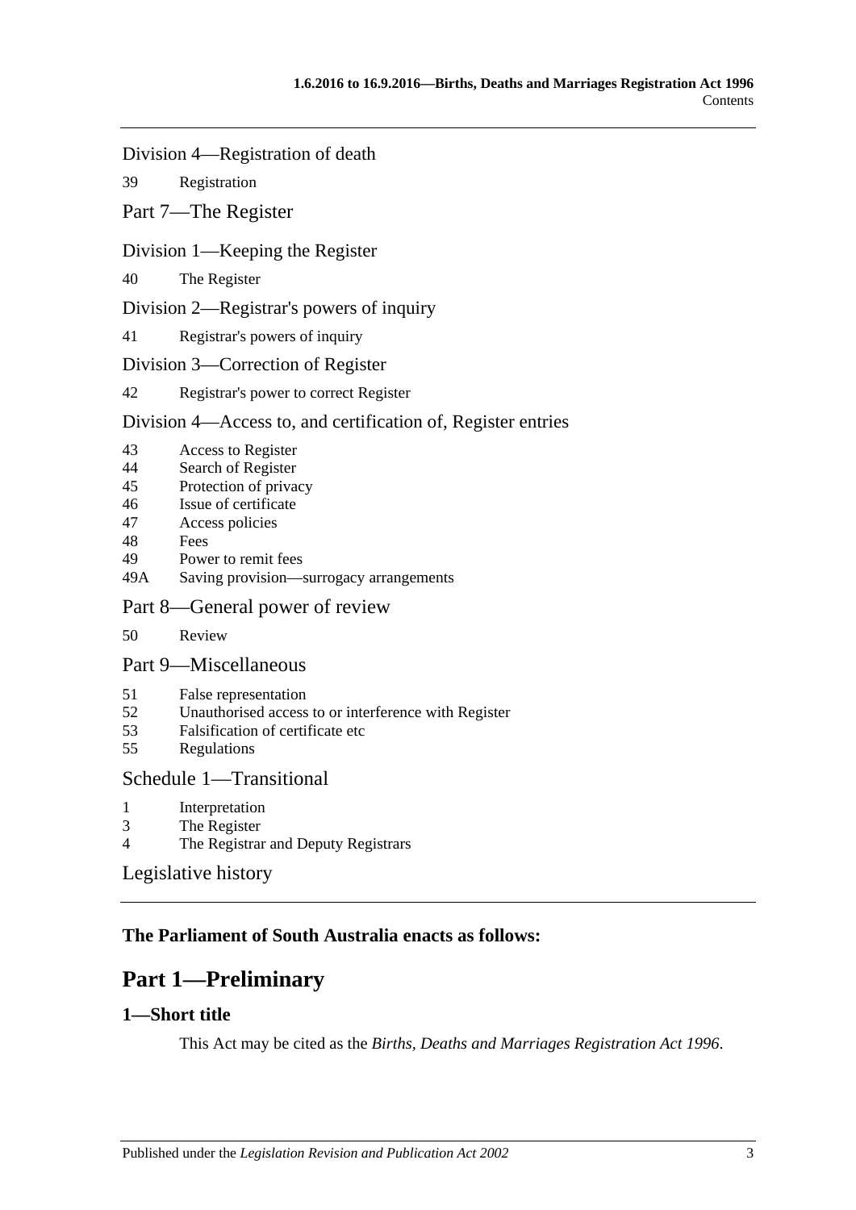Division 4—Registration of death

39 Registration

Part 7—The Register

Division 1—Keeping the Register

40 The Register

Division 2—Registrar's powers of inquiry

41 Registrar's powers of inquiry

Division 3—Correction of Register

42 Registrar's power to correct Register

Division 4—Access to, and certification of, Register entries

43 Access to Register
44 Search of Register
45 Protection of privacy
46 Issue of certificate
47 Access policies
48 Fees
49 Power to remit fees
49A Saving provision—surrogacy arrangements

Part 8—General power of review

50 Review

Part 9—Miscellaneous

51 False representation
52 Unauthorised access to or interference with Register
53 Falsification of certificate etc
55 Regulations

Schedule 1—Transitional

1 Interpretation
3 The Register
4 The Registrar and Deputy Registrars

Legislative history

**The Parliament of South Australia enacts as follows:**

# Part 1—Preliminary

## 1—Short title

This Act may be cited as the *Births, Deaths and Marriages Registration Act 1996*.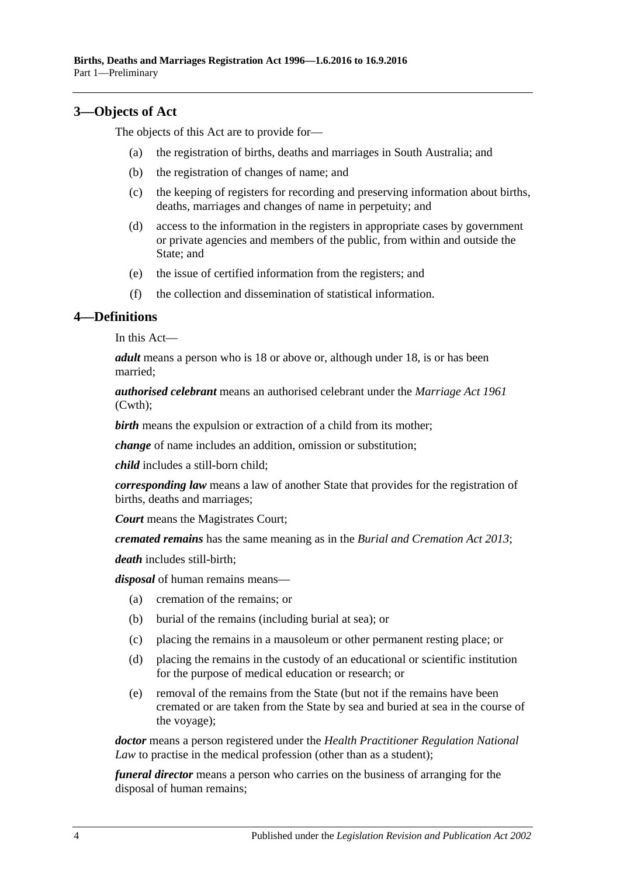## 3—Objects of Act

The objects of this Act are to provide for—

(a) the registration of births, deaths and marriages in South Australia; and

(b) the registration of changes of name; and

(c) the keeping of registers for recording and preserving information about births, deaths, marriages and changes of name in perpetuity; and

(d) access to the information in the registers in appropriate cases by government or private agencies and members of the public, from within and outside the State; and

(e) the issue of certified information from the registers; and

(f) the collection and dissemination of statistical information.

## 4—Definitions

In this Act—

***adult*** means a person who is 18 or above or, although under 18, is or has been married;

***authorised celebrant*** means an authorised celebrant under the *Marriage Act 1961* (Cwth);

***birth*** means the expulsion or extraction of a child from its mother;

***change*** of name includes an addition, omission or substitution;

***child*** includes a still-born child;

***corresponding law*** means a law of another State that provides for the registration of births, deaths and marriages;

***Court*** means the Magistrates Court;

***cremated remains*** has the same meaning as in the *Burial and Cremation Act 2013*;

***death*** includes still-birth;

***disposal*** of human remains means—

(a) cremation of the remains; or

(b) burial of the remains (including burial at sea); or

(c) placing the remains in a mausoleum or other permanent resting place; or

(d) placing the remains in the custody of an educational or scientific institution for the purpose of medical education or research; or

(e) removal of the remains from the State (but not if the remains have been cremated or are taken from the State by sea and buried at sea in the course of the voyage);

***doctor*** means a person registered under the *Health Practitioner Regulation National Law* to practise in the medical profession (other than as a student);

***funeral director*** means a person who carries on the business of arranging for the disposal of human remains;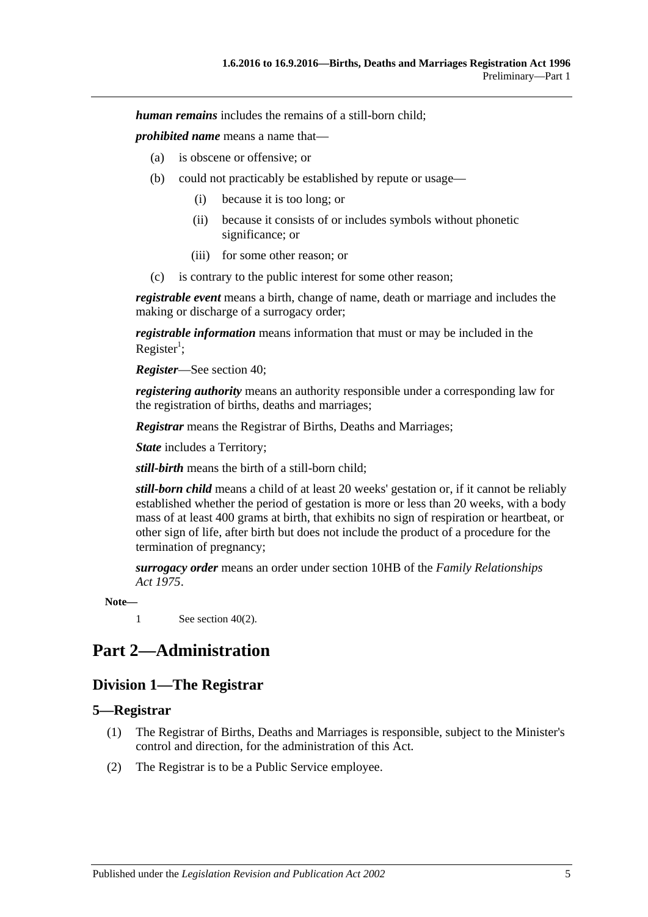***human remains*** includes the remains of a still-born child;

***prohibited name*** means a name that—

(a) is obscene or offensive; or

(b) could not practicably be established by repute or usage—

(i) because it is too long; or

(ii) because it consists of or includes symbols without phonetic significance; or

(iii) for some other reason; or

(c) is contrary to the public interest for some other reason;

***registrable event*** means a birth, change of name, death or marriage and includes the making or discharge of a surrogacy order;

***registrable information*** means information that must or may be included in the Register[1];

***Register***—See section 40;

***registering authority*** means an authority responsible under a corresponding law for the registration of births, deaths and marriages;

***Registrar*** means the Registrar of Births, Deaths and Marriages;

***State*** includes a Territory;

***still-birth*** means the birth of a still-born child;

***still-born child*** means a child of at least 20 weeks' gestation or, if it cannot be reliably established whether the period of gestation is more or less than 20 weeks, with a body mass of at least 400 grams at birth, that exhibits no sign of respiration or heartbeat, or other sign of life, after birth but does not include the product of a procedure for the termination of pregnancy;

***surrogacy order*** means an order under section 10HB of the *Family Relationships Act 1975*.

**Note—**

1 See section 40(2).

# Part 2—Administration

## Division 1—The Registrar

### 5—Registrar

(1) The Registrar of Births, Deaths and Marriages is responsible, subject to the Minister's control and direction, for the administration of this Act.

(2) The Registrar is to be a Public Service employee.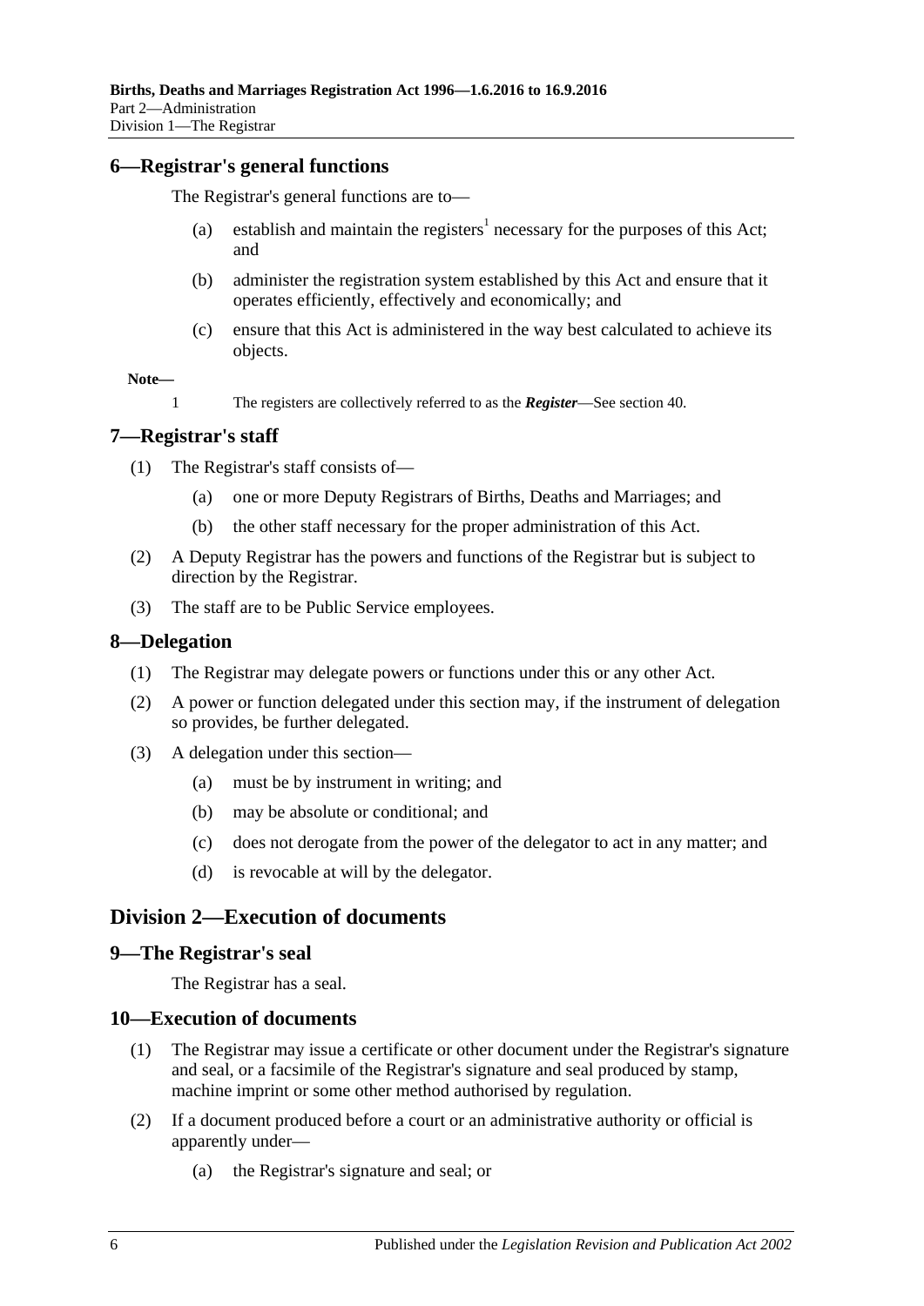## 6—Registrar's general functions

The Registrar's general functions are to—

(a) establish and maintain the registers[1] necessary for the purposes of this Act; and

(b) administer the registration system established by this Act and ensure that it operates efficiently, effectively and economically; and

(c) ensure that this Act is administered in the way best calculated to achieve its objects.

**Note—**

1 The registers are collectively referred to as the ***Register***—See section 40.

## 7—Registrar's staff

(1) The Registrar's staff consists of—

(a) one or more Deputy Registrars of Births, Deaths and Marriages; and

(b) the other staff necessary for the proper administration of this Act.

(2) A Deputy Registrar has the powers and functions of the Registrar but is subject to direction by the Registrar.

(3) The staff are to be Public Service employees.

## 8—Delegation

(1) The Registrar may delegate powers or functions under this or any other Act.

(2) A power or function delegated under this section may, if the instrument of delegation so provides, be further delegated.

(3) A delegation under this section—

(a) must be by instrument in writing; and

(b) may be absolute or conditional; and

(c) does not derogate from the power of the delegator to act in any matter; and

(d) is revocable at will by the delegator.

# Division 2—Execution of documents

## 9—The Registrar's seal

The Registrar has a seal.

## 10—Execution of documents

(1) The Registrar may issue a certificate or other document under the Registrar's signature and seal, or a facsimile of the Registrar's signature and seal produced by stamp, machine imprint or some other method authorised by regulation.

(2) If a document produced before a court or an administrative authority or official is apparently under—

(a) the Registrar's signature and seal; or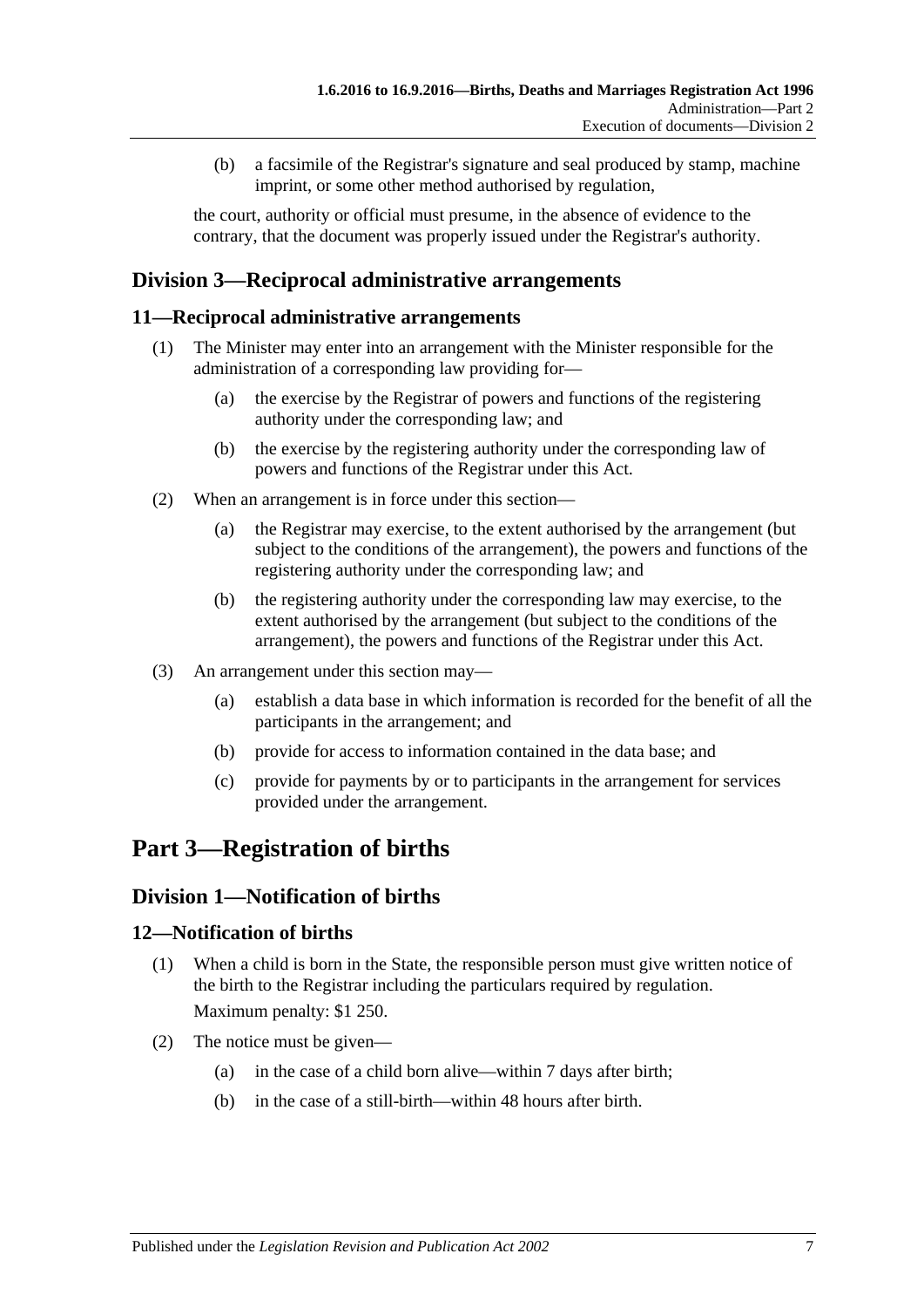(b) a facsimile of the Registrar's signature and seal produced by stamp, machine imprint, or some other method authorised by regulation,

the court, authority or official must presume, in the absence of evidence to the contrary, that the document was properly issued under the Registrar's authority.

## Division 3—Reciprocal administrative arrangements

### 11—Reciprocal administrative arrangements

(1) The Minister may enter into an arrangement with the Minister responsible for the administration of a corresponding law providing for—

(a) the exercise by the Registrar of powers and functions of the registering authority under the corresponding law; and

(b) the exercise by the registering authority under the corresponding law of powers and functions of the Registrar under this Act.

(2) When an arrangement is in force under this section—

(a) the Registrar may exercise, to the extent authorised by the arrangement (but subject to the conditions of the arrangement), the powers and functions of the registering authority under the corresponding law; and

(b) the registering authority under the corresponding law may exercise, to the extent authorised by the arrangement (but subject to the conditions of the arrangement), the powers and functions of the Registrar under this Act.

(3) An arrangement under this section may—

(a) establish a data base in which information is recorded for the benefit of all the participants in the arrangement; and

(b) provide for access to information contained in the data base; and

(c) provide for payments by or to participants in the arrangement for services provided under the arrangement.

# Part 3—Registration of births

## Division 1—Notification of births

### 12—Notification of births

(1) When a child is born in the State, the responsible person must give written notice of the birth to the Registrar including the particulars required by regulation.

Maximum penalty: $1 250.

(2) The notice must be given—

(a) in the case of a child born alive—within 7 days after birth;

(b) in the case of a still-birth—within 48 hours after birth.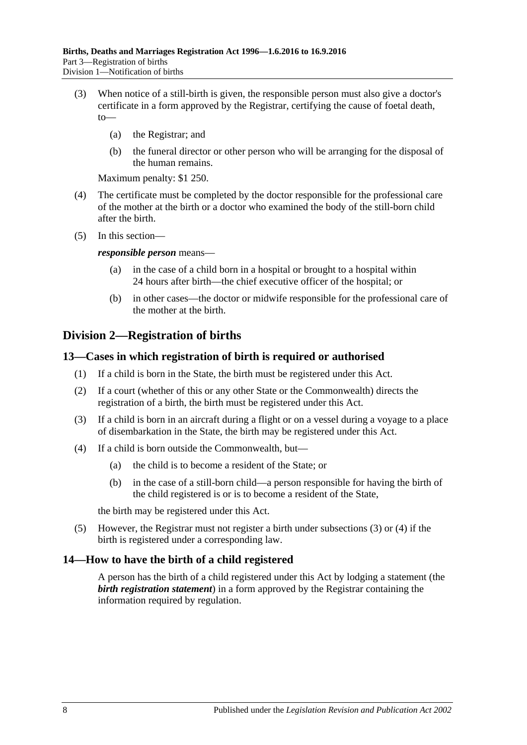(3) When notice of a still-birth is given, the responsible person must also give a doctor's certificate in a form approved by the Registrar, certifying the cause of foetal death, to—

(a) the Registrar; and

(b) the funeral director or other person who will be arranging for the disposal of the human remains.

Maximum penalty: $1 250.

(4) The certificate must be completed by the doctor responsible for the professional care of the mother at the birth or a doctor who examined the body of the still-born child after the birth.

(5) In this section—

***responsible person*** means—

(a) in the case of a child born in a hospital or brought to a hospital within 24 hours after birth—the chief executive officer of the hospital; or

(b) in other cases—the doctor or midwife responsible for the professional care of the mother at the birth.

## Division 2—Registration of births

### 13—Cases in which registration of birth is required or authorised

(1) If a child is born in the State, the birth must be registered under this Act.

(2) If a court (whether of this or any other State or the Commonwealth) directs the registration of a birth, the birth must be registered under this Act.

(3) If a child is born in an aircraft during a flight or on a vessel during a voyage to a place of disembarkation in the State, the birth may be registered under this Act.

(4) If a child is born outside the Commonwealth, but—

(a) the child is to become a resident of the State; or

(b) in the case of a still-born child—a person responsible for having the birth of the child registered is or is to become a resident of the State,

the birth may be registered under this Act.

(5) However, the Registrar must not register a birth under subsections (3) or (4) if the birth is registered under a corresponding law.

### 14—How to have the birth of a child registered

A person has the birth of a child registered under this Act by lodging a statement (the ***birth registration statement***) in a form approved by the Registrar containing the information required by regulation.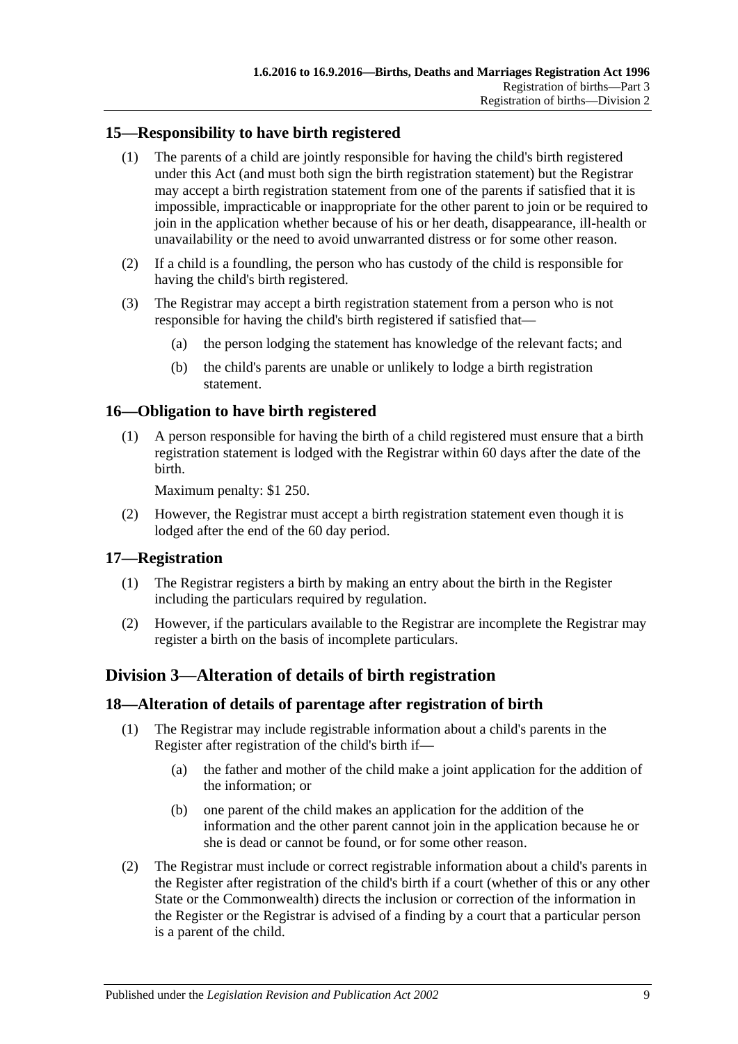## 15—Responsibility to have birth registered

(1) The parents of a child are jointly responsible for having the child's birth registered under this Act (and must both sign the birth registration statement) but the Registrar may accept a birth registration statement from one of the parents if satisfied that it is impossible, impracticable or inappropriate for the other parent to join or be required to join in the application whether because of his or her death, disappearance, ill-health or unavailability or the need to avoid unwarranted distress or for some other reason.

(2) If a child is a foundling, the person who has custody of the child is responsible for having the child's birth registered.

(3) The Registrar may accept a birth registration statement from a person who is not responsible for having the child's birth registered if satisfied that—

  (a) the person lodging the statement has knowledge of the relevant facts; and

  (b) the child's parents are unable or unlikely to lodge a birth registration statement.

## 16—Obligation to have birth registered

(1) A person responsible for having the birth of a child registered must ensure that a birth registration statement is lodged with the Registrar within 60 days after the date of the birth.

Maximum penalty: $1 250.

(2) However, the Registrar must accept a birth registration statement even though it is lodged after the end of the 60 day period.

## 17—Registration

(1) The Registrar registers a birth by making an entry about the birth in the Register including the particulars required by regulation.

(2) However, if the particulars available to the Registrar are incomplete the Registrar may register a birth on the basis of incomplete particulars.

# Division 3—Alteration of details of birth registration

## 18—Alteration of details of parentage after registration of birth

(1) The Registrar may include registrable information about a child's parents in the Register after registration of the child's birth if—

  (a) the father and mother of the child make a joint application for the addition of the information; or

  (b) one parent of the child makes an application for the addition of the information and the other parent cannot join in the application because he or she is dead or cannot be found, or for some other reason.

(2) The Registrar must include or correct registrable information about a child's parents in the Register after registration of the child's birth if a court (whether of this or any other State or the Commonwealth) directs the inclusion or correction of the information in the Register or the Registrar is advised of a finding by a court that a particular person is a parent of the child.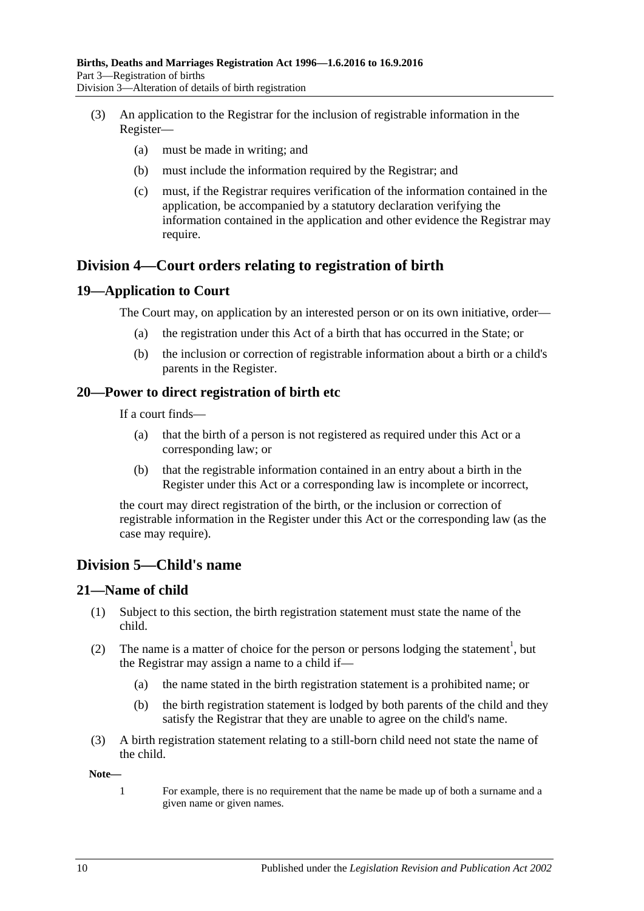(3) An application to the Registrar for the inclusion of registrable information in the Register—

(a) must be made in writing; and

(b) must include the information required by the Registrar; and

(c) must, if the Registrar requires verification of the information contained in the application, be accompanied by a statutory declaration verifying the information contained in the application and other evidence the Registrar may require.

## Division 4—Court orders relating to registration of birth

### 19—Application to Court

The Court may, on application by an interested person or on its own initiative, order—

(a) the registration under this Act of a birth that has occurred in the State; or

(b) the inclusion or correction of registrable information about a birth or a child's parents in the Register.

### 20—Power to direct registration of birth etc

If a court finds—

(a) that the birth of a person is not registered as required under this Act or a corresponding law; or

(b) that the registrable information contained in an entry about a birth in the Register under this Act or a corresponding law is incomplete or incorrect,

the court may direct registration of the birth, or the inclusion or correction of registrable information in the Register under this Act or the corresponding law (as the case may require).

## Division 5—Child's name

### 21—Name of child

(1) Subject to this section, the birth registration statement must state the name of the child.

(2) The name is a matter of choice for the person or persons lodging the statement[1], but the Registrar may assign a name to a child if—

(a) the name stated in the birth registration statement is a prohibited name; or

(b) the birth registration statement is lodged by both parents of the child and they satisfy the Registrar that they are unable to agree on the child's name.

(3) A birth registration statement relating to a still-born child need not state the name of the child.

**Note—**

1 For example, there is no requirement that the name be made up of both a surname and a given name or given names.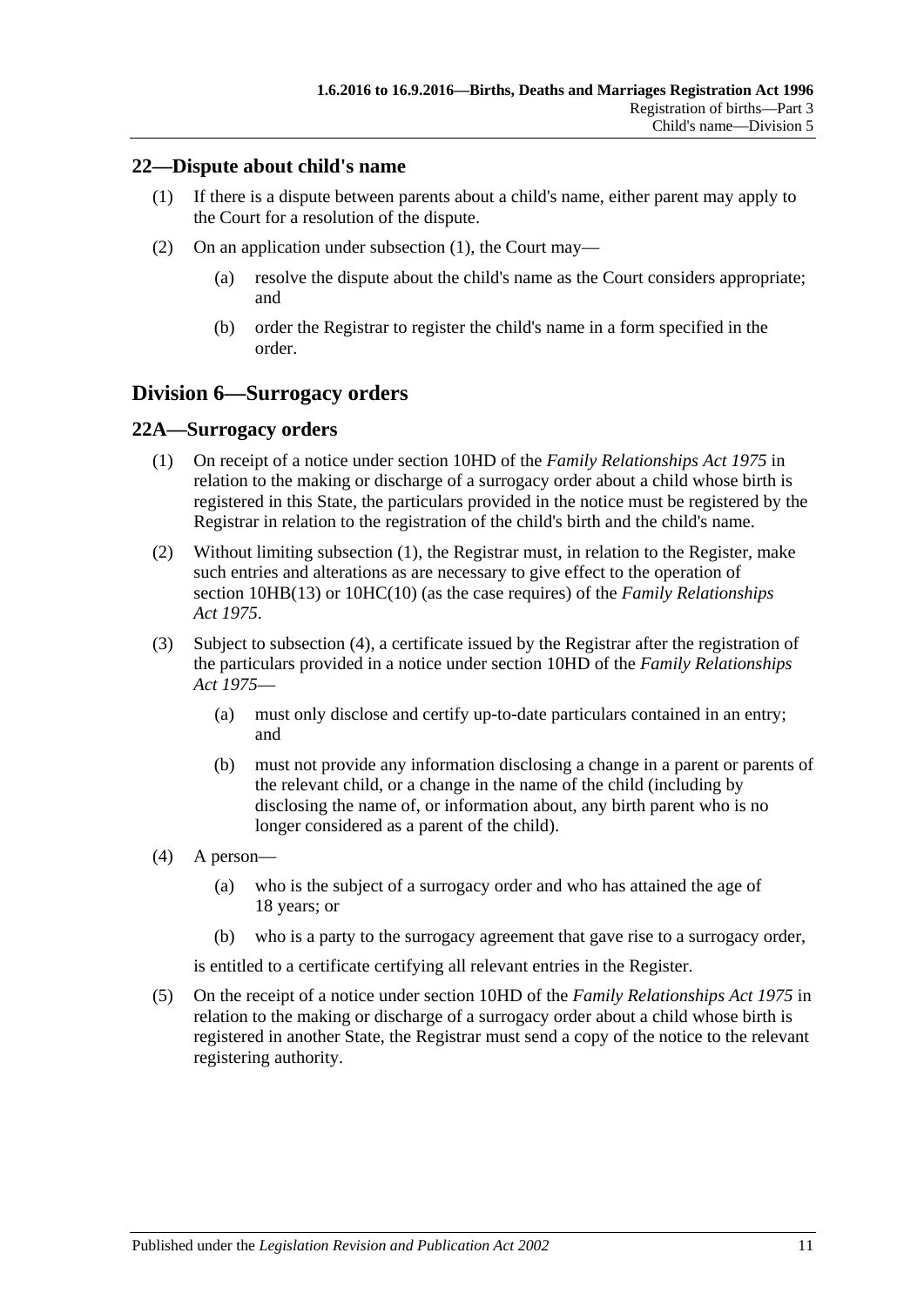## 22—Dispute about child's name

(1) If there is a dispute between parents about a child's name, either parent may apply to the Court for a resolution of the dispute.

(2) On an application under subsection (1), the Court may—

(a) resolve the dispute about the child's name as the Court considers appropriate; and

(b) order the Registrar to register the child's name in a form specified in the order.

# Division 6—Surrogacy orders

## 22A—Surrogacy orders

(1) On receipt of a notice under section 10HD of the *Family Relationships Act 1975* in relation to the making or discharge of a surrogacy order about a child whose birth is registered in this State, the particulars provided in the notice must be registered by the Registrar in relation to the registration of the child's birth and the child's name.

(2) Without limiting subsection (1), the Registrar must, in relation to the Register, make such entries and alterations as are necessary to give effect to the operation of section 10HB(13) or 10HC(10) (as the case requires) of the *Family Relationships Act 1975*.

(3) Subject to subsection (4), a certificate issued by the Registrar after the registration of the particulars provided in a notice under section 10HD of the *Family Relationships Act 1975*—

(a) must only disclose and certify up-to-date particulars contained in an entry; and

(b) must not provide any information disclosing a change in a parent or parents of the relevant child, or a change in the name of the child (including by disclosing the name of, or information about, any birth parent who is no longer considered as a parent of the child).

(4) A person—

(a) who is the subject of a surrogacy order and who has attained the age of 18 years; or

(b) who is a party to the surrogacy agreement that gave rise to a surrogacy order,

is entitled to a certificate certifying all relevant entries in the Register.

(5) On the receipt of a notice under section 10HD of the *Family Relationships Act 1975* in relation to the making or discharge of a surrogacy order about a child whose birth is registered in another State, the Registrar must send a copy of the notice to the relevant registering authority.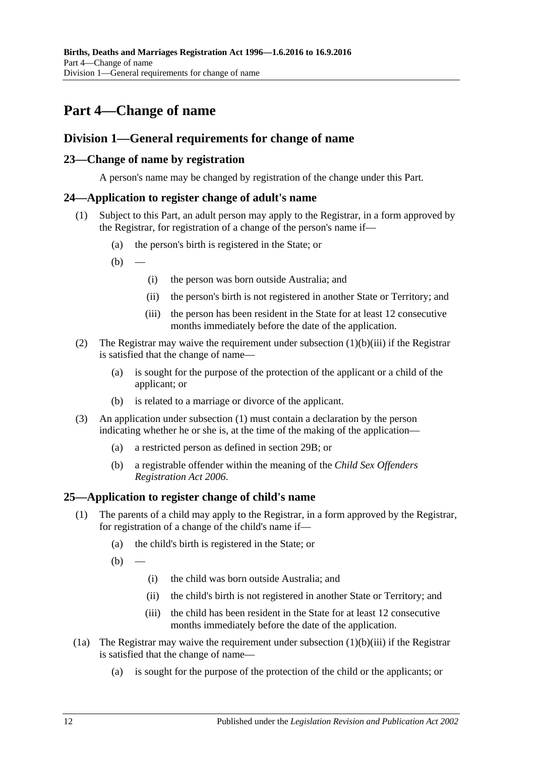# Part 4—Change of name

## Division 1—General requirements for change of name

### 23—Change of name by registration

A person's name may be changed by registration of the change under this Part.

### 24—Application to register change of adult's name

(1) Subject to this Part, an adult person may apply to the Registrar, in a form approved by the Registrar, for registration of a change of the person's name if—

- (a) the person's birth is registered in the State; or
- (b) —
  - (i) the person was born outside Australia; and
  - (ii) the person's birth is not registered in another State or Territory; and
  - (iii) the person has been resident in the State for at least 12 consecutive months immediately before the date of the application.

(2) The Registrar may waive the requirement under subsection (1)(b)(iii) if the Registrar is satisfied that the change of name—

- (a) is sought for the purpose of the protection of the applicant or a child of the applicant; or
- (b) is related to a marriage or divorce of the applicant.

(3) An application under subsection (1) must contain a declaration by the person indicating whether he or she is, at the time of the making of the application—

- (a) a restricted person as defined in section 29B; or
- (b) a registrable offender within the meaning of the *Child Sex Offenders Registration Act 2006*.

### 25—Application to register change of child's name

(1) The parents of a child may apply to the Registrar, in a form approved by the Registrar, for registration of a change of the child's name if—

- (a) the child's birth is registered in the State; or
- (b) —
  - (i) the child was born outside Australia; and
  - (ii) the child's birth is not registered in another State or Territory; and
  - (iii) the child has been resident in the State for at least 12 consecutive months immediately before the date of the application.

(1a) The Registrar may waive the requirement under subsection (1)(b)(iii) if the Registrar is satisfied that the change of name—

- (a) is sought for the purpose of the protection of the child or the applicants; or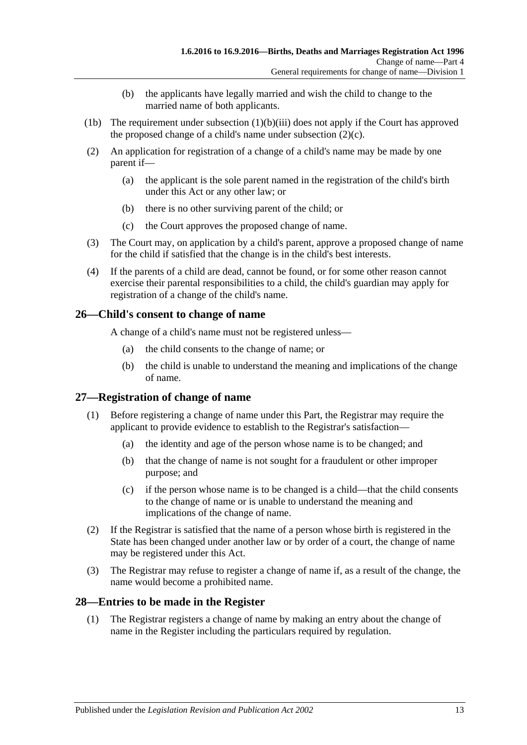(b) the applicants have legally married and wish the child to change to the married name of both applicants.

(1b) The requirement under subsection (1)(b)(iii) does not apply if the Court has approved the proposed change of a child's name under subsection (2)(c).

(2) An application for registration of a change of a child's name may be made by one parent if—

(a) the applicant is the sole parent named in the registration of the child's birth under this Act or any other law; or

(b) there is no other surviving parent of the child; or

(c) the Court approves the proposed change of name.

(3) The Court may, on application by a child's parent, approve a proposed change of name for the child if satisfied that the change is in the child's best interests.

(4) If the parents of a child are dead, cannot be found, or for some other reason cannot exercise their parental responsibilities to a child, the child's guardian may apply for registration of a change of the child's name.

## 26—Child's consent to change of name

A change of a child's name must not be registered unless—

(a) the child consents to the change of name; or

(b) the child is unable to understand the meaning and implications of the change of name.

## 27—Registration of change of name

(1) Before registering a change of name under this Part, the Registrar may require the applicant to provide evidence to establish to the Registrar's satisfaction—

(a) the identity and age of the person whose name is to be changed; and

(b) that the change of name is not sought for a fraudulent or other improper purpose; and

(c) if the person whose name is to be changed is a child—that the child consents to the change of name or is unable to understand the meaning and implications of the change of name.

(2) If the Registrar is satisfied that the name of a person whose birth is registered in the State has been changed under another law or by order of a court, the change of name may be registered under this Act.

(3) The Registrar may refuse to register a change of name if, as a result of the change, the name would become a prohibited name.

## 28—Entries to be made in the Register

(1) The Registrar registers a change of name by making an entry about the change of name in the Register including the particulars required by regulation.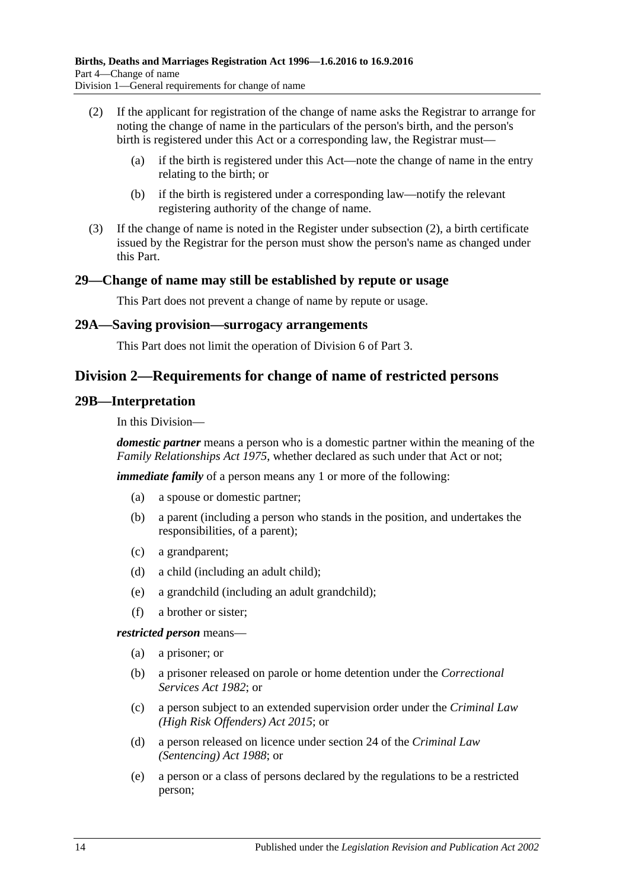(2) If the applicant for registration of the change of name asks the Registrar to arrange for noting the change of name in the particulars of the person's birth, and the person's birth is registered under this Act or a corresponding law, the Registrar must—

(a) if the birth is registered under this Act—note the change of name in the entry relating to the birth; or

(b) if the birth is registered under a corresponding law—notify the relevant registering authority of the change of name.

(3) If the change of name is noted in the Register under subsection (2), a birth certificate issued by the Registrar for the person must show the person's name as changed under this Part.

### 29—Change of name may still be established by repute or usage

This Part does not prevent a change of name by repute or usage.

### 29A—Saving provision—surrogacy arrangements

This Part does not limit the operation of Division 6 of Part 3.

## Division 2—Requirements for change of name of restricted persons

### 29B—Interpretation

In this Division—

***domestic partner*** means a person who is a domestic partner within the meaning of the *Family Relationships Act 1975*, whether declared as such under that Act or not;

***immediate family*** of a person means any 1 or more of the following:

(a) a spouse or domestic partner;

(b) a parent (including a person who stands in the position, and undertakes the responsibilities, of a parent);

(c) a grandparent;

(d) a child (including an adult child);

(e) a grandchild (including an adult grandchild);

(f) a brother or sister;

***restricted person*** means—

(a) a prisoner; or

(b) a prisoner released on parole or home detention under the *Correctional Services Act 1982*; or

(c) a person subject to an extended supervision order under the *Criminal Law (High Risk Offenders) Act 2015*; or

(d) a person released on licence under section 24 of the *Criminal Law (Sentencing) Act 1988*; or

(e) a person or a class of persons declared by the regulations to be a restricted person;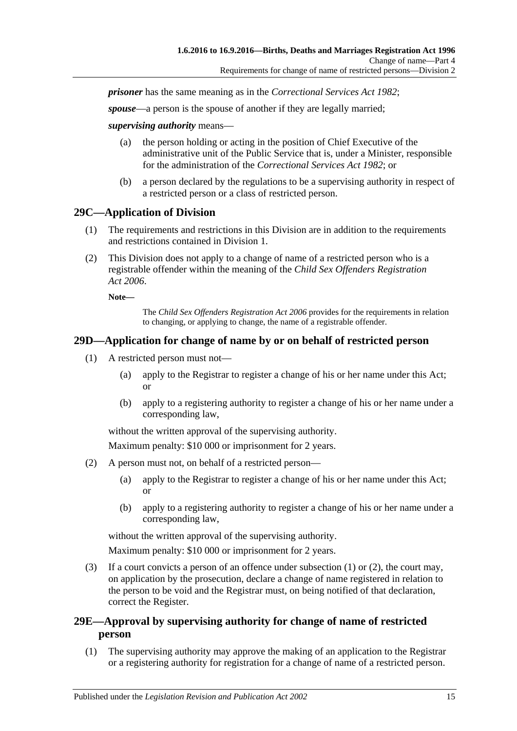***prisoner*** has the same meaning as in the *Correctional Services Act 1982*;

***spouse***—a person is the spouse of another if they are legally married;

***supervising authority*** means—

(a) the person holding or acting in the position of Chief Executive of the administrative unit of the Public Service that is, under a Minister, responsible for the administration of the *Correctional Services Act 1982*; or

(b) a person declared by the regulations to be a supervising authority in respect of a restricted person or a class of restricted person.

## 29C—Application of Division

(1) The requirements and restrictions in this Division are in addition to the requirements and restrictions contained in Division 1.

(2) This Division does not apply to a change of name of a restricted person who is a registrable offender within the meaning of the *Child Sex Offenders Registration Act 2006*.

**Note—**

The *Child Sex Offenders Registration Act 2006* provides for the requirements in relation to changing, or applying to change, the name of a registrable offender.

## 29D—Application for change of name by or on behalf of restricted person

(1) A restricted person must not—

(a) apply to the Registrar to register a change of his or her name under this Act; or

(b) apply to a registering authority to register a change of his or her name under a corresponding law,

without the written approval of the supervising authority.

Maximum penalty: $10 000 or imprisonment for 2 years.

(2) A person must not, on behalf of a restricted person—

(a) apply to the Registrar to register a change of his or her name under this Act; or

(b) apply to a registering authority to register a change of his or her name under a corresponding law,

without the written approval of the supervising authority.

Maximum penalty: $10 000 or imprisonment for 2 years.

(3) If a court convicts a person of an offence under subsection (1) or (2), the court may, on application by the prosecution, declare a change of name registered in relation to the person to be void and the Registrar must, on being notified of that declaration, correct the Register.

## 29E—Approval by supervising authority for change of name of restricted person

(1) The supervising authority may approve the making of an application to the Registrar or a registering authority for registration for a change of name of a restricted person.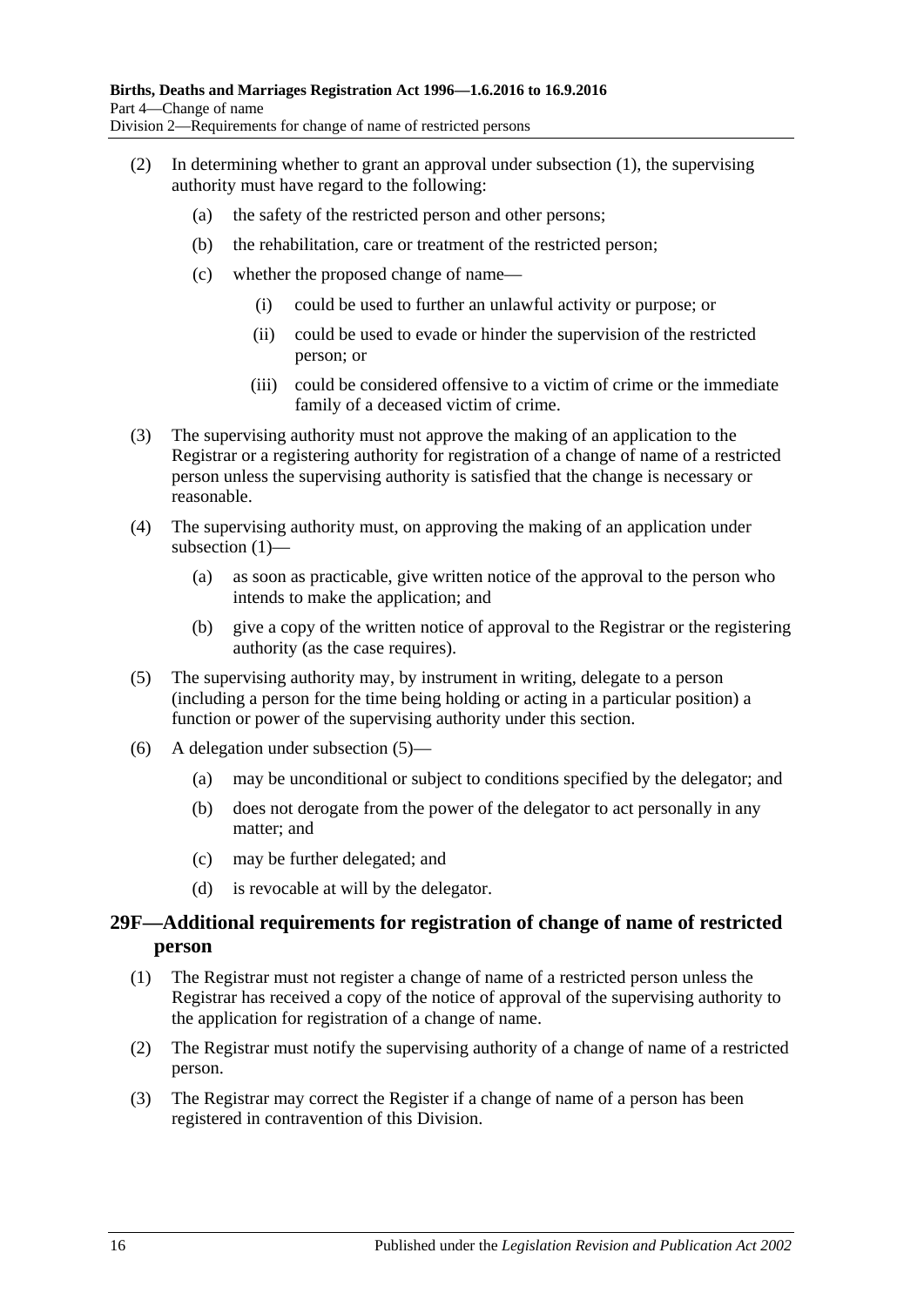(2) In determining whether to grant an approval under subsection (1), the supervising authority must have regard to the following:

  (a) the safety of the restricted person and other persons;

  (b) the rehabilitation, care or treatment of the restricted person;

  (c) whether the proposed change of name—

    (i) could be used to further an unlawful activity or purpose; or

    (ii) could be used to evade or hinder the supervision of the restricted person; or

    (iii) could be considered offensive to a victim of crime or the immediate family of a deceased victim of crime.

(3) The supervising authority must not approve the making of an application to the Registrar or a registering authority for registration of a change of name of a restricted person unless the supervising authority is satisfied that the change is necessary or reasonable.

(4) The supervising authority must, on approving the making of an application under subsection (1)—

  (a) as soon as practicable, give written notice of the approval to the person who intends to make the application; and

  (b) give a copy of the written notice of approval to the Registrar or the registering authority (as the case requires).

(5) The supervising authority may, by instrument in writing, delegate to a person (including a person for the time being holding or acting in a particular position) a function or power of the supervising authority under this section.

(6) A delegation under subsection (5)—

  (a) may be unconditional or subject to conditions specified by the delegator; and

  (b) does not derogate from the power of the delegator to act personally in any matter; and

  (c) may be further delegated; and

  (d) is revocable at will by the delegator.

## 29F—Additional requirements for registration of change of name of restricted person

(1) The Registrar must not register a change of name of a restricted person unless the Registrar has received a copy of the notice of approval of the supervising authority to the application for registration of a change of name.

(2) The Registrar must notify the supervising authority of a change of name of a restricted person.

(3) The Registrar may correct the Register if a change of name of a person has been registered in contravention of this Division.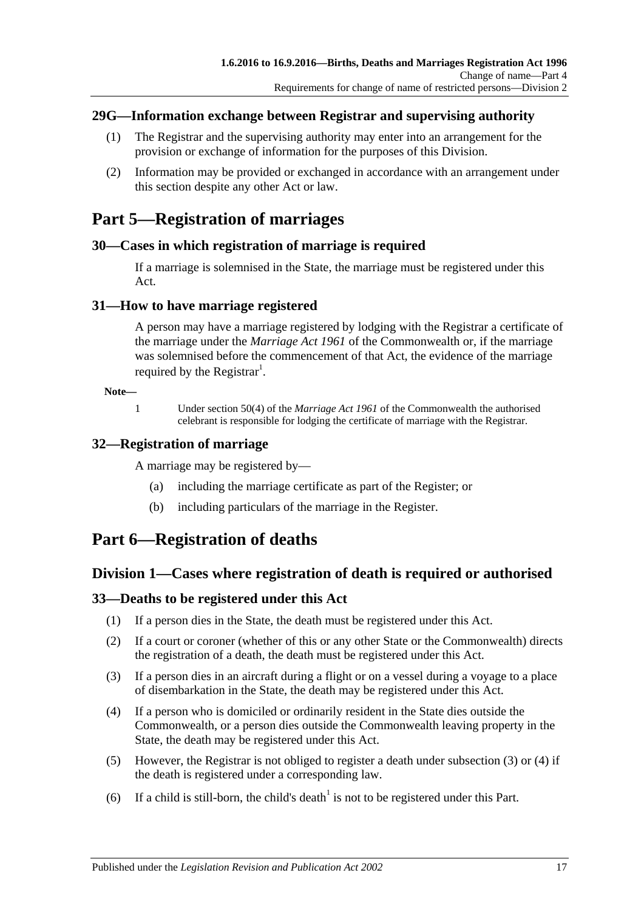## 29G—Information exchange between Registrar and supervising authority

(1) The Registrar and the supervising authority may enter into an arrangement for the provision or exchange of information for the purposes of this Division.

(2) Information may be provided or exchanged in accordance with an arrangement under this section despite any other Act or law.

# Part 5—Registration of marriages

## 30—Cases in which registration of marriage is required

If a marriage is solemnised in the State, the marriage must be registered under this Act.

## 31—How to have marriage registered

A person may have a marriage registered by lodging with the Registrar a certificate of the marriage under the *Marriage Act 1961* of the Commonwealth or, if the marriage was solemnised before the commencement of that Act, the evidence of the marriage required by the Registrar[1].

**Note—**

1 Under section 50(4) of the *Marriage Act 1961* of the Commonwealth the authorised celebrant is responsible for lodging the certificate of marriage with the Registrar.

## 32—Registration of marriage

A marriage may be registered by—

(a) including the marriage certificate as part of the Register; or

(b) including particulars of the marriage in the Register.

# Part 6—Registration of deaths

## Division 1—Cases where registration of death is required or authorised

## 33—Deaths to be registered under this Act

(1) If a person dies in the State, the death must be registered under this Act.

(2) If a court or coroner (whether of this or any other State or the Commonwealth) directs the registration of a death, the death must be registered under this Act.

(3) If a person dies in an aircraft during a flight or on a vessel during a voyage to a place of disembarkation in the State, the death may be registered under this Act.

(4) If a person who is domiciled or ordinarily resident in the State dies outside the Commonwealth, or a person dies outside the Commonwealth leaving property in the State, the death may be registered under this Act.

(5) However, the Registrar is not obliged to register a death under subsection (3) or (4) if the death is registered under a corresponding law.

(6) If a child is still-born, the child's death[1] is not to be registered under this Part.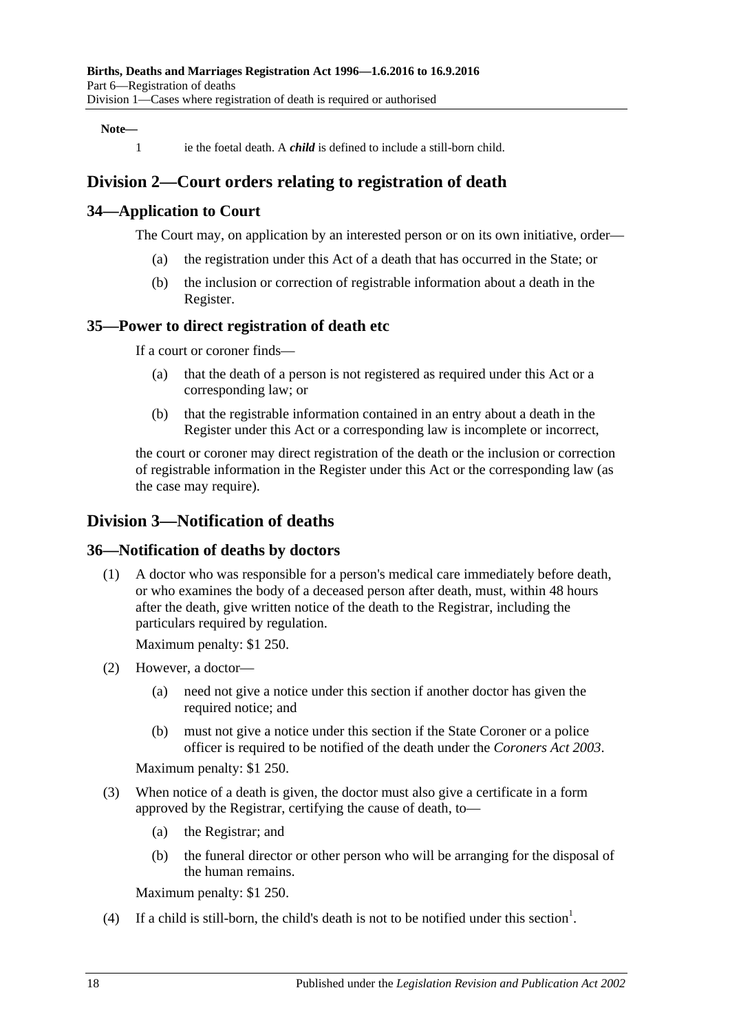**Note—**

1 ie the foetal death. A ***child*** is defined to include a still-born child.

## Division 2—Court orders relating to registration of death

### 34—Application to Court

The Court may, on application by an interested person or on its own initiative, order—

(a) the registration under this Act of a death that has occurred in the State; or

(b) the inclusion or correction of registrable information about a death in the Register.

### 35—Power to direct registration of death etc

If a court or coroner finds—

(a) that the death of a person is not registered as required under this Act or a corresponding law; or

(b) that the registrable information contained in an entry about a death in the Register under this Act or a corresponding law is incomplete or incorrect,

the court or coroner may direct registration of the death or the inclusion or correction of registrable information in the Register under this Act or the corresponding law (as the case may require).

## Division 3—Notification of deaths

### 36—Notification of deaths by doctors

(1) A doctor who was responsible for a person's medical care immediately before death, or who examines the body of a deceased person after death, must, within 48 hours after the death, give written notice of the death to the Registrar, including the particulars required by regulation.

Maximum penalty: $1 250.

(2) However, a doctor—

(a) need not give a notice under this section if another doctor has given the required notice; and

(b) must not give a notice under this section if the State Coroner or a police officer is required to be notified of the death under the *Coroners Act 2003*.

Maximum penalty: $1 250.

(3) When notice of a death is given, the doctor must also give a certificate in a form approved by the Registrar, certifying the cause of death, to—

(a) the Registrar; and

(b) the funeral director or other person who will be arranging for the disposal of the human remains.

Maximum penalty: $1 250.

(4) If a child is still-born, the child's death is not to be notified under this section[1].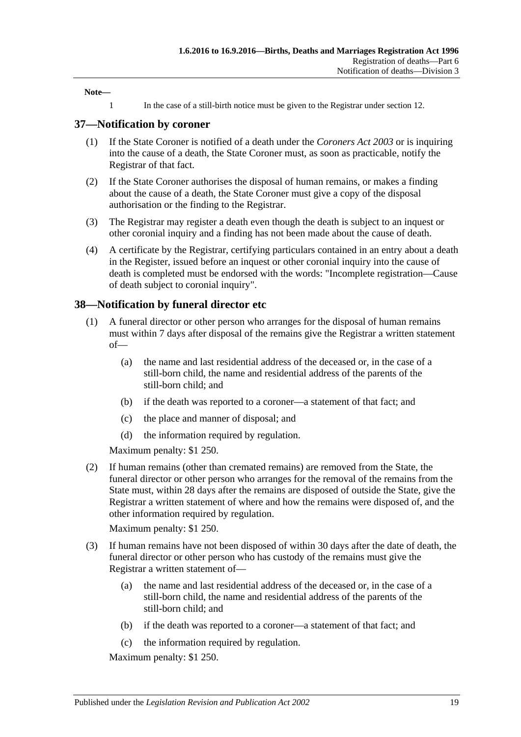**Note—**

1 In the case of a still-birth notice must be given to the Registrar under section 12.

## 37—Notification by coroner

(1) If the State Coroner is notified of a death under the *Coroners Act 2003* or is inquiring into the cause of a death, the State Coroner must, as soon as practicable, notify the Registrar of that fact.

(2) If the State Coroner authorises the disposal of human remains, or makes a finding about the cause of a death, the State Coroner must give a copy of the disposal authorisation or the finding to the Registrar.

(3) The Registrar may register a death even though the death is subject to an inquest or other coronial inquiry and a finding has not been made about the cause of death.

(4) A certificate by the Registrar, certifying particulars contained in an entry about a death in the Register, issued before an inquest or other coronial inquiry into the cause of death is completed must be endorsed with the words: "Incomplete registration—Cause of death subject to coronial inquiry".

## 38—Notification by funeral director etc

(1) A funeral director or other person who arranges for the disposal of human remains must within 7 days after disposal of the remains give the Registrar a written statement of—

(a) the name and last residential address of the deceased or, in the case of a still-born child, the name and residential address of the parents of the still-born child; and

(b) if the death was reported to a coroner—a statement of that fact; and

(c) the place and manner of disposal; and

(d) the information required by regulation.

Maximum penalty: $1 250.

(2) If human remains (other than cremated remains) are removed from the State, the funeral director or other person who arranges for the removal of the remains from the State must, within 28 days after the remains are disposed of outside the State, give the Registrar a written statement of where and how the remains were disposed of, and the other information required by regulation.

Maximum penalty: $1 250.

(3) If human remains have not been disposed of within 30 days after the date of death, the funeral director or other person who has custody of the remains must give the Registrar a written statement of—

(a) the name and last residential address of the deceased or, in the case of a still-born child, the name and residential address of the parents of the still-born child; and

(b) if the death was reported to a coroner—a statement of that fact; and

(c) the information required by regulation.

Maximum penalty: $1 250.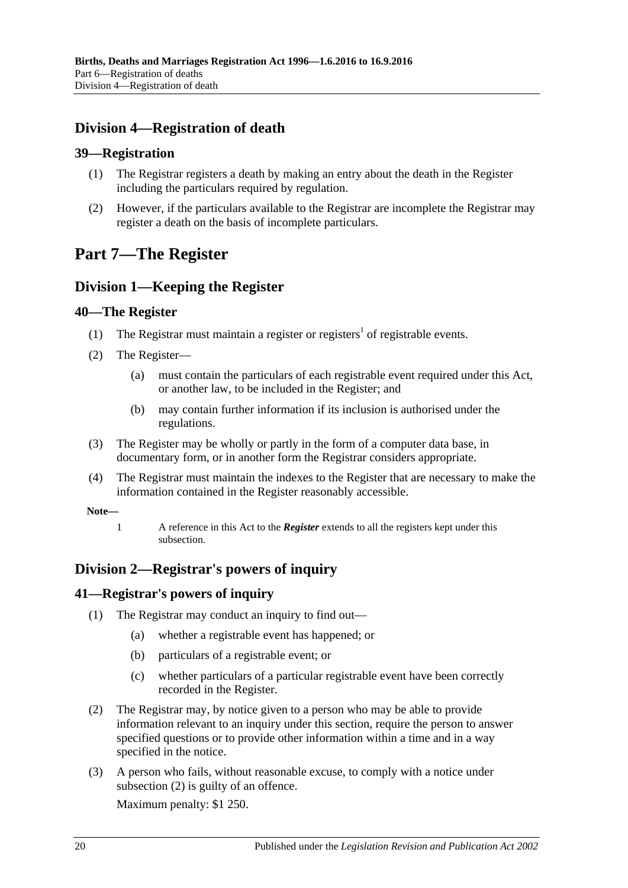## Division 4—Registration of death

### 39—Registration

(1) The Registrar registers a death by making an entry about the death in the Register including the particulars required by regulation.

(2) However, if the particulars available to the Registrar are incomplete the Registrar may register a death on the basis of incomplete particulars.

# Part 7—The Register

## Division 1—Keeping the Register

### 40—The Register

(1) The Registrar must maintain a register or registers[1] of registrable events.

(2) The Register—

(a) must contain the particulars of each registrable event required under this Act, or another law, to be included in the Register; and

(b) may contain further information if its inclusion is authorised under the regulations.

(3) The Register may be wholly or partly in the form of a computer data base, in documentary form, or in another form the Registrar considers appropriate.

(4) The Registrar must maintain the indexes to the Register that are necessary to make the information contained in the Register reasonably accessible.

**Note—**

1 A reference in this Act to the ***Register*** extends to all the registers kept under this subsection.

## Division 2—Registrar's powers of inquiry

### 41—Registrar's powers of inquiry

(1) The Registrar may conduct an inquiry to find out—

(a) whether a registrable event has happened; or

(b) particulars of a registrable event; or

(c) whether particulars of a particular registrable event have been correctly recorded in the Register.

(2) The Registrar may, by notice given to a person who may be able to provide information relevant to an inquiry under this section, require the person to answer specified questions or to provide other information within a time and in a way specified in the notice.

(3) A person who fails, without reasonable excuse, to comply with a notice under subsection (2) is guilty of an offence.

Maximum penalty: $1 250.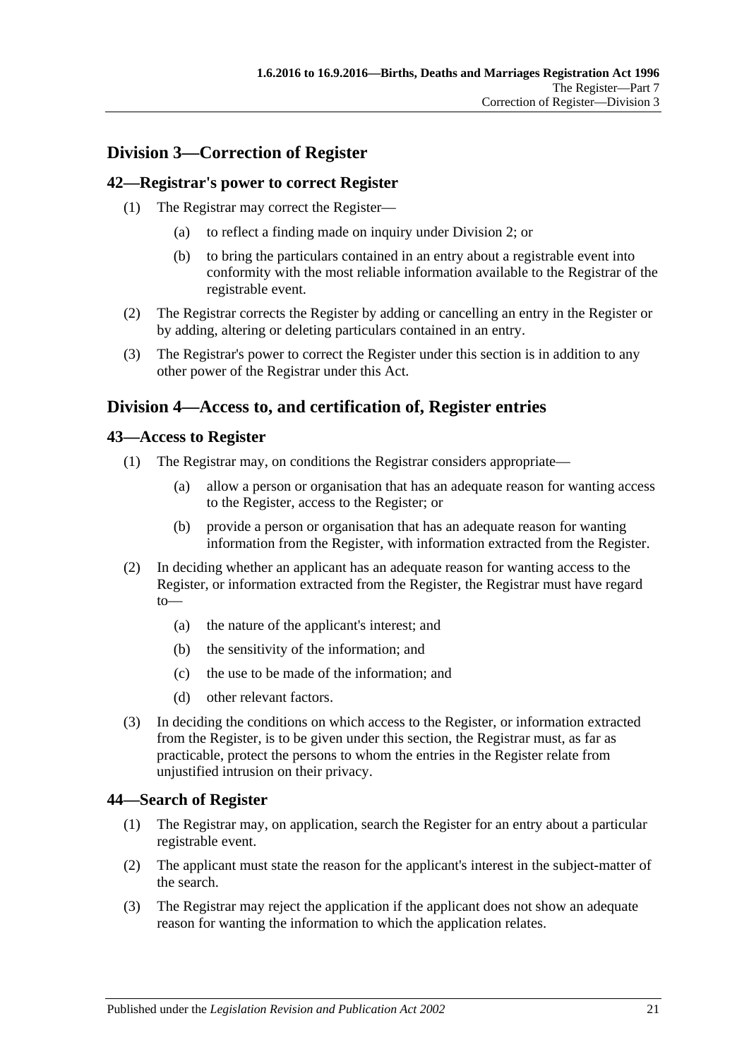## Division 3—Correction of Register

### 42—Registrar's power to correct Register

(1) The Registrar may correct the Register—

- (a) to reflect a finding made on inquiry under Division 2; or
- (b) to bring the particulars contained in an entry about a registrable event into conformity with the most reliable information available to the Registrar of the registrable event.

(2) The Registrar corrects the Register by adding or cancelling an entry in the Register or by adding, altering or deleting particulars contained in an entry.

(3) The Registrar's power to correct the Register under this section is in addition to any other power of the Registrar under this Act.

## Division 4—Access to, and certification of, Register entries

### 43—Access to Register

(1) The Registrar may, on conditions the Registrar considers appropriate—

- (a) allow a person or organisation that has an adequate reason for wanting access to the Register, access to the Register; or
- (b) provide a person or organisation that has an adequate reason for wanting information from the Register, with information extracted from the Register.

(2) In deciding whether an applicant has an adequate reason for wanting access to the Register, or information extracted from the Register, the Registrar must have regard to—

- (a) the nature of the applicant's interest; and
- (b) the sensitivity of the information; and
- (c) the use to be made of the information; and
- (d) other relevant factors.

(3) In deciding the conditions on which access to the Register, or information extracted from the Register, is to be given under this section, the Registrar must, as far as practicable, protect the persons to whom the entries in the Register relate from unjustified intrusion on their privacy.

### 44—Search of Register

(1) The Registrar may, on application, search the Register for an entry about a particular registrable event.

(2) The applicant must state the reason for the applicant's interest in the subject-matter of the search.

(3) The Registrar may reject the application if the applicant does not show an adequate reason for wanting the information to which the application relates.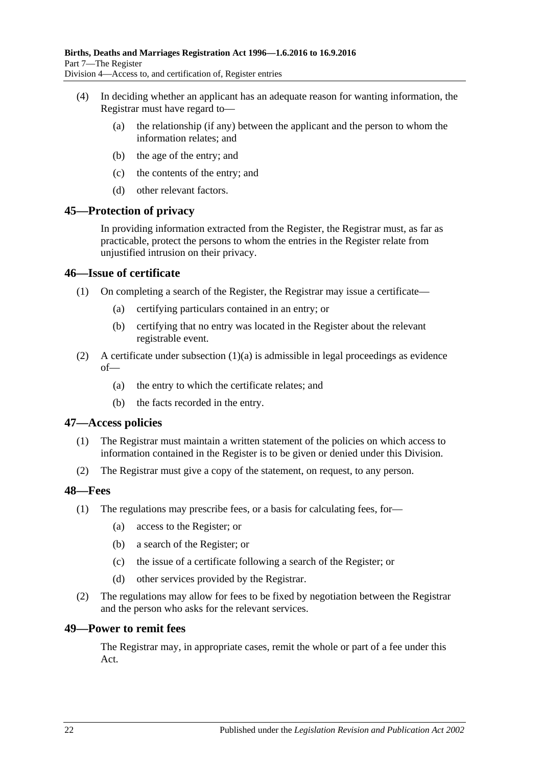(4) In deciding whether an applicant has an adequate reason for wanting information, the Registrar must have regard to—

(a) the relationship (if any) between the applicant and the person to whom the information relates; and

(b) the age of the entry; and

(c) the contents of the entry; and

(d) other relevant factors.

## 45—Protection of privacy

In providing information extracted from the Register, the Registrar must, as far as practicable, protect the persons to whom the entries in the Register relate from unjustified intrusion on their privacy.

## 46—Issue of certificate

(1) On completing a search of the Register, the Registrar may issue a certificate—

(a) certifying particulars contained in an entry; or

(b) certifying that no entry was located in the Register about the relevant registrable event.

(2) A certificate under subsection (1)(a) is admissible in legal proceedings as evidence of—

(a) the entry to which the certificate relates; and

(b) the facts recorded in the entry.

## 47—Access policies

(1) The Registrar must maintain a written statement of the policies on which access to information contained in the Register is to be given or denied under this Division.

(2) The Registrar must give a copy of the statement, on request, to any person.

## 48—Fees

(1) The regulations may prescribe fees, or a basis for calculating fees, for—

(a) access to the Register; or

(b) a search of the Register; or

(c) the issue of a certificate following a search of the Register; or

(d) other services provided by the Registrar.

(2) The regulations may allow for fees to be fixed by negotiation between the Registrar and the person who asks for the relevant services.

## 49—Power to remit fees

The Registrar may, in appropriate cases, remit the whole or part of a fee under this Act.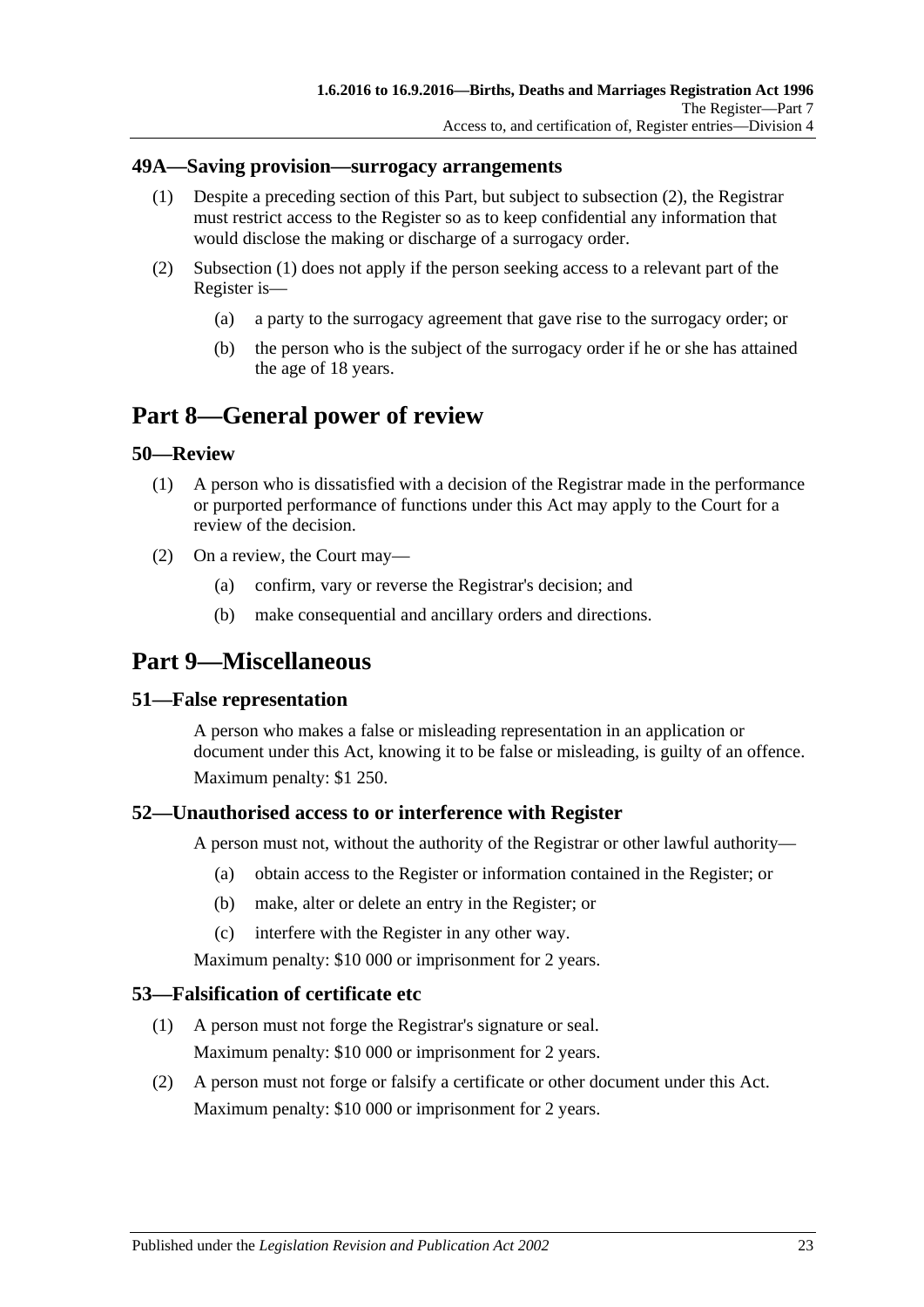### 49A—Saving provision—surrogacy arrangements

(1) Despite a preceding section of this Part, but subject to subsection (2), the Registrar must restrict access to the Register so as to keep confidential any information that would disclose the making or discharge of a surrogacy order.

(2) Subsection (1) does not apply if the person seeking access to a relevant part of the Register is—

(a) a party to the surrogacy agreement that gave rise to the surrogacy order; or

(b) the person who is the subject of the surrogacy order if he or she has attained the age of 18 years.

# Part 8—General power of review

### 50—Review

(1) A person who is dissatisfied with a decision of the Registrar made in the performance or purported performance of functions under this Act may apply to the Court for a review of the decision.

(2) On a review, the Court may—

(a) confirm, vary or reverse the Registrar's decision; and

(b) make consequential and ancillary orders and directions.

# Part 9—Miscellaneous

### 51—False representation

A person who makes a false or misleading representation in an application or document under this Act, knowing it to be false or misleading, is guilty of an offence.

Maximum penalty: $1 250.

### 52—Unauthorised access to or interference with Register

A person must not, without the authority of the Registrar or other lawful authority—

(a) obtain access to the Register or information contained in the Register; or

(b) make, alter or delete an entry in the Register; or

(c) interfere with the Register in any other way.

Maximum penalty: $10 000 or imprisonment for 2 years.

### 53—Falsification of certificate etc

(1) A person must not forge the Registrar's signature or seal.

Maximum penalty: $10 000 or imprisonment for 2 years.

(2) A person must not forge or falsify a certificate or other document under this Act.

Maximum penalty: $10 000 or imprisonment for 2 years.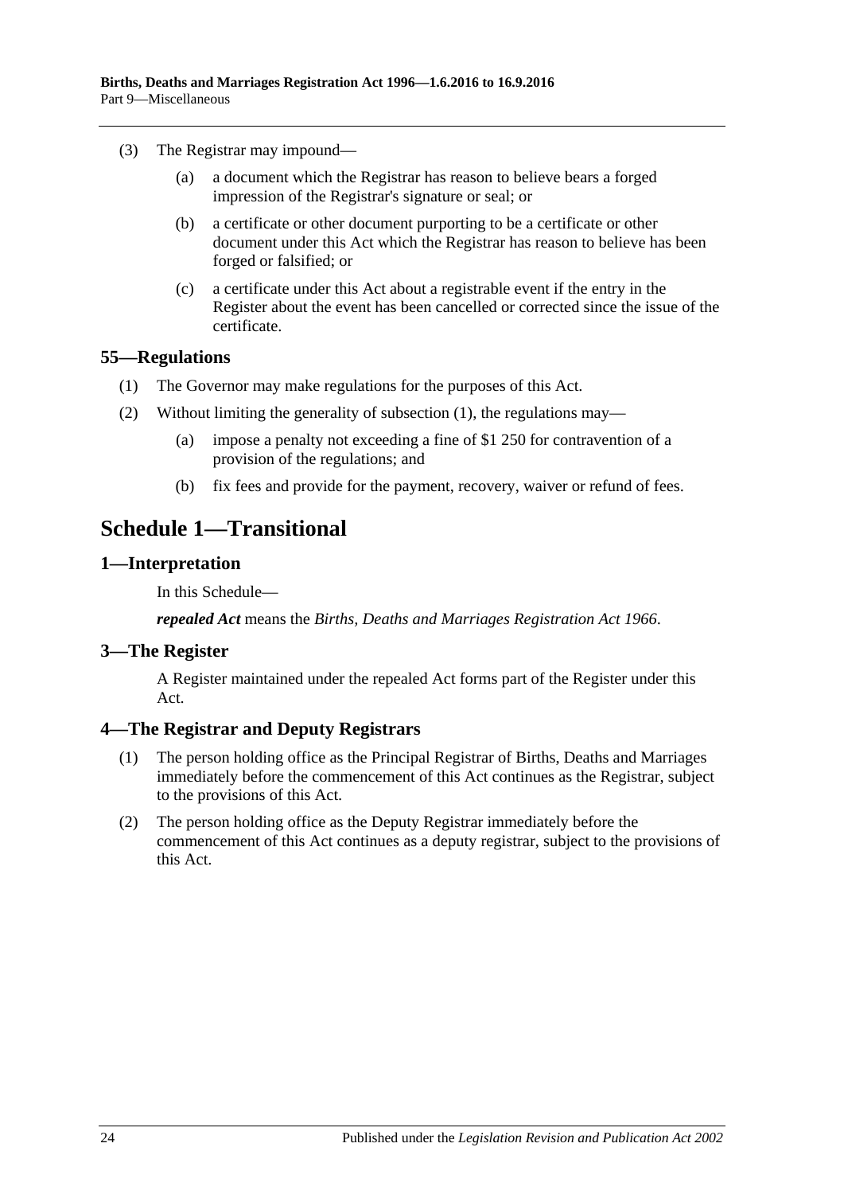(3) The Registrar may impound—

(a) a document which the Registrar has reason to believe bears a forged impression of the Registrar's signature or seal; or

(b) a certificate or other document purporting to be a certificate or other document under this Act which the Registrar has reason to believe has been forged or falsified; or

(c) a certificate under this Act about a registrable event if the entry in the Register about the event has been cancelled or corrected since the issue of the certificate.

### 55—Regulations

(1) The Governor may make regulations for the purposes of this Act.

(2) Without limiting the generality of subsection (1), the regulations may—

(a) impose a penalty not exceeding a fine of $1 250 for contravention of a provision of the regulations; and

(b) fix fees and provide for the payment, recovery, waiver or refund of fees.

## Schedule 1—Transitional

### 1—Interpretation

In this Schedule—

***repealed Act*** means the *Births, Deaths and Marriages Registration Act 1966*.

### 3—The Register

A Register maintained under the repealed Act forms part of the Register under this Act.

### 4—The Registrar and Deputy Registrars

(1) The person holding office as the Principal Registrar of Births, Deaths and Marriages immediately before the commencement of this Act continues as the Registrar, subject to the provisions of this Act.

(2) The person holding office as the Deputy Registrar immediately before the commencement of this Act continues as a deputy registrar, subject to the provisions of this Act.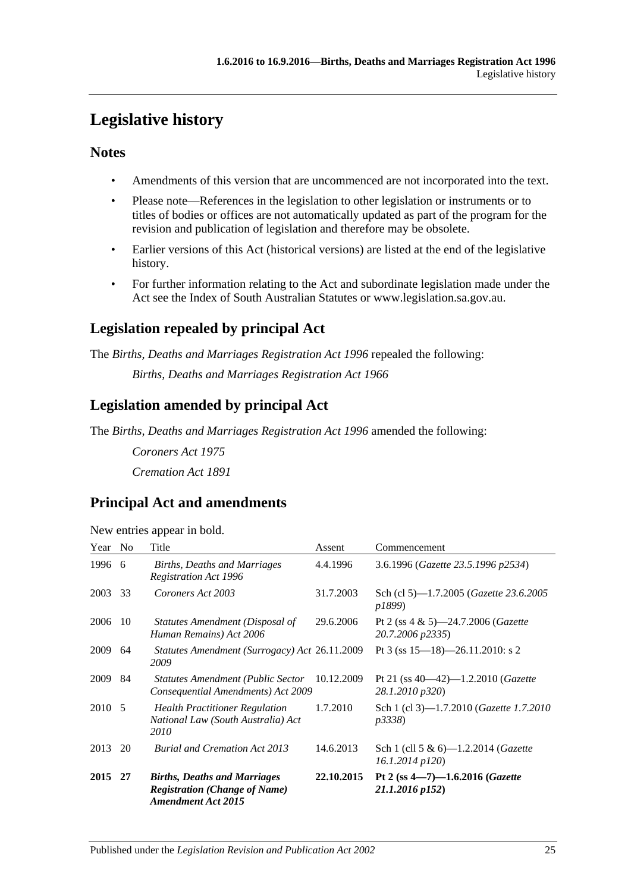# Legislative history

## Notes

- Amendments of this version that are uncommenced are not incorporated into the text.
- Please note—References in the legislation to other legislation or instruments or to titles of bodies or offices are not automatically updated as part of the program for the revision and publication of legislation and therefore may be obsolete.
- Earlier versions of this Act (historical versions) are listed at the end of the legislative history.
- For further information relating to the Act and subordinate legislation made under the Act see the Index of South Australian Statutes or www.legislation.sa.gov.au.

## Legislation repealed by principal Act

The *Births, Deaths and Marriages Registration Act 1996* repealed the following:

*Births, Deaths and Marriages Registration Act 1966*

## Legislation amended by principal Act

The *Births, Deaths and Marriages Registration Act 1996* amended the following:

*Coroners Act 1975*

*Cremation Act 1891*

## Principal Act and amendments

New entries appear in bold.

| Year | No | Title | Assent | Commencement |
|---|---|---|---|---|
| 1996 | 6 | *Births, Deaths and Marriages Registration Act 1996* | 4.4.1996 | 3.6.1996 (*Gazette 23.5.1996 p2534*) |
| 2003 | 33 | *Coroners Act 2003* | 31.7.2003 | Sch (cl 5)—1.7.2005 (*Gazette 23.6.2005 p1899*) |
| 2006 | 10 | *Statutes Amendment (Disposal of Human Remains) Act 2006* | 29.6.2006 | Pt 2 (ss 4 & 5)—24.7.2006 (*Gazette 20.7.2006 p2335*) |
| 2009 | 64 | *Statutes Amendment (Surrogacy) Act 2009* | 26.11.2009 | Pt 3 (ss 15—18)—26.11.2010: s 2 |
| 2009 | 84 | *Statutes Amendment (Public Sector Consequential Amendments) Act 2009* | 10.12.2009 | Pt 21 (ss 40—42)—1.2.2010 (*Gazette 28.1.2010 p320*) |
| 2010 | 5 | *Health Practitioner Regulation National Law (South Australia) Act 2010* | 1.7.2010 | Sch 1 (cl 3)—1.7.2010 (*Gazette 1.7.2010 p3338*) |
| 2013 | 20 | *Burial and Cremation Act 2013* | 14.6.2013 | Sch 1 (cll 5 & 6)—1.2.2014 (*Gazette 16.1.2014 p120*) |
| **2015** | **27** | ***Births, Deaths and Marriages Registration (Change of Name) Amendment Act 2015*** | **22.10.2015** | **Pt 2 (ss 4—7)—1.6.2016 (*Gazette 21.1.2016 p152*)** |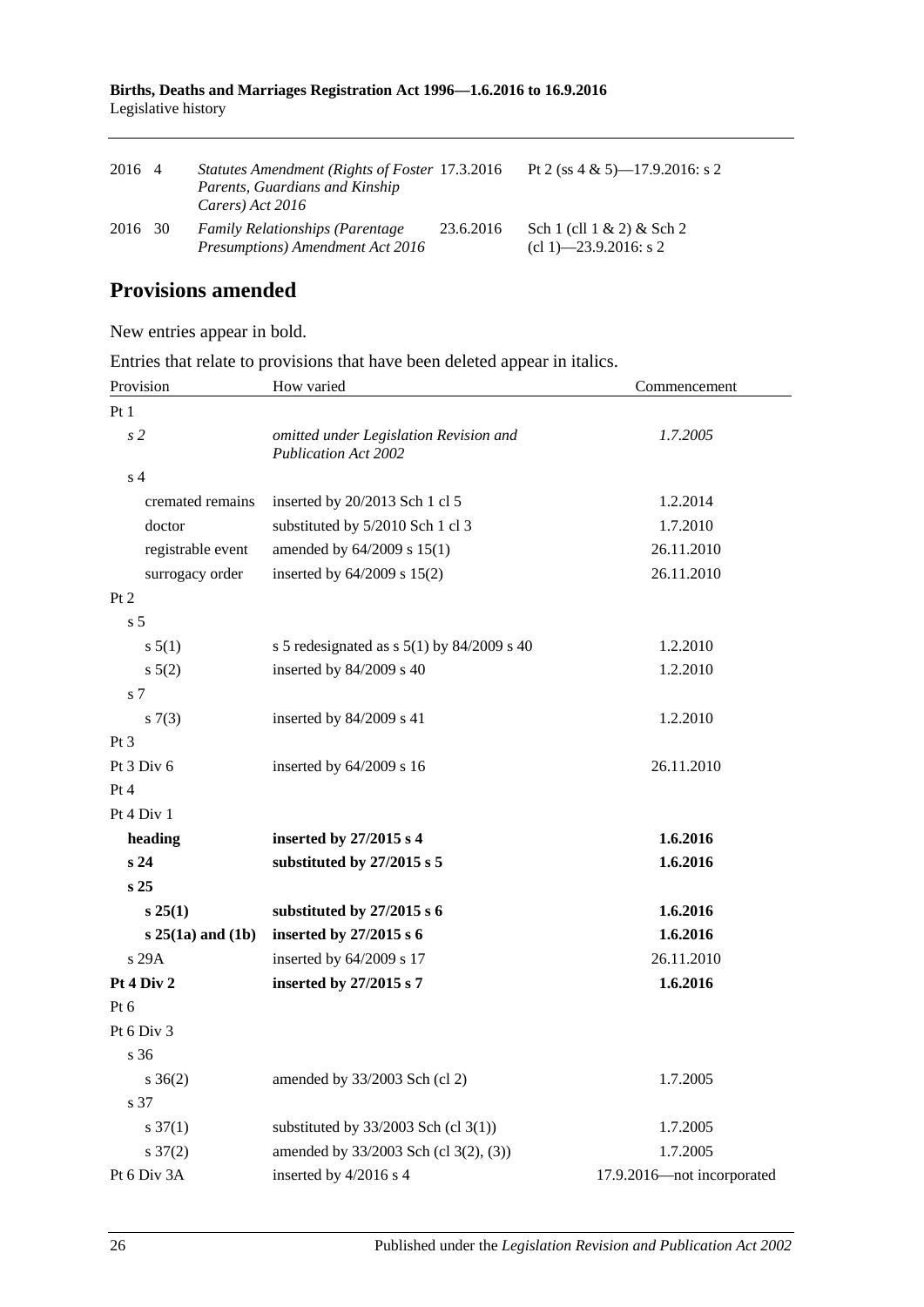| | | | | |
|---|---|---|---|---|
| 2016 | 4 | *Statutes Amendment (Rights of Foster Parents, Guardians and Kinship Carers) Act 2016* | 17.3.2016 | Pt 2 (ss 4 & 5)—17.9.2016: s 2 |
| 2016 | 30 | *Family Relationships (Parentage Presumptions) Amendment Act 2016* | 23.6.2016 | Sch 1 (cll 1 & 2) & Sch 2 (cl 1)—23.9.2016: s 2 |

## Provisions amended

New entries appear in bold.

Entries that relate to provisions that have been deleted appear in italics.

| Provision | How varied | Commencement |
|---|---|---|
| Pt 1 | | |
| *s 2* | *omitted under Legislation Revision and Publication Act 2002* | *1.7.2005* |
| s 4 | | |
| cremated remains | inserted by 20/2013 Sch 1 cl 5 | 1.2.2014 |
| doctor | substituted by 5/2010 Sch 1 cl 3 | 1.7.2010 |
| registrable event | amended by 64/2009 s 15(1) | 26.11.2010 |
| surrogacy order | inserted by 64/2009 s 15(2) | 26.11.2010 |
| Pt 2 | | |
| s 5 | | |
| s 5(1) | s 5 redesignated as s 5(1) by 84/2009 s 40 | 1.2.2010 |
| s 5(2) | inserted by 84/2009 s 40 | 1.2.2010 |
| s 7 | | |
| s 7(3) | inserted by 84/2009 s 41 | 1.2.2010 |
| Pt 3 | | |
| Pt 3 Div 6 | inserted by 64/2009 s 16 | 26.11.2010 |
| Pt 4 | | |
| Pt 4 Div 1 | | |
| **heading** | **inserted by 27/2015 s 4** | **1.6.2016** |
| **s 24** | **substituted by 27/2015 s 5** | **1.6.2016** |
| **s 25** | | |
| **s 25(1)** | **substituted by 27/2015 s 6** | **1.6.2016** |
| **s 25(1a) and (1b)** | **inserted by 27/2015 s 6** | **1.6.2016** |
| s 29A | inserted by 64/2009 s 17 | 26.11.2010 |
| **Pt 4 Div 2** | **inserted by 27/2015 s 7** | **1.6.2016** |
| Pt 6 | | |
| Pt 6 Div 3 | | |
| s 36 | | |
| s 36(2) | amended by 33/2003 Sch (cl 2) | 1.7.2005 |
| s 37 | | |
| s 37(1) | substituted by 33/2003 Sch (cl 3(1)) | 1.7.2005 |
| s 37(2) | amended by 33/2003 Sch (cl 3(2), (3)) | 1.7.2005 |
| Pt 6 Div 3A | inserted by 4/2016 s 4 | 17.9.2016—not incorporated |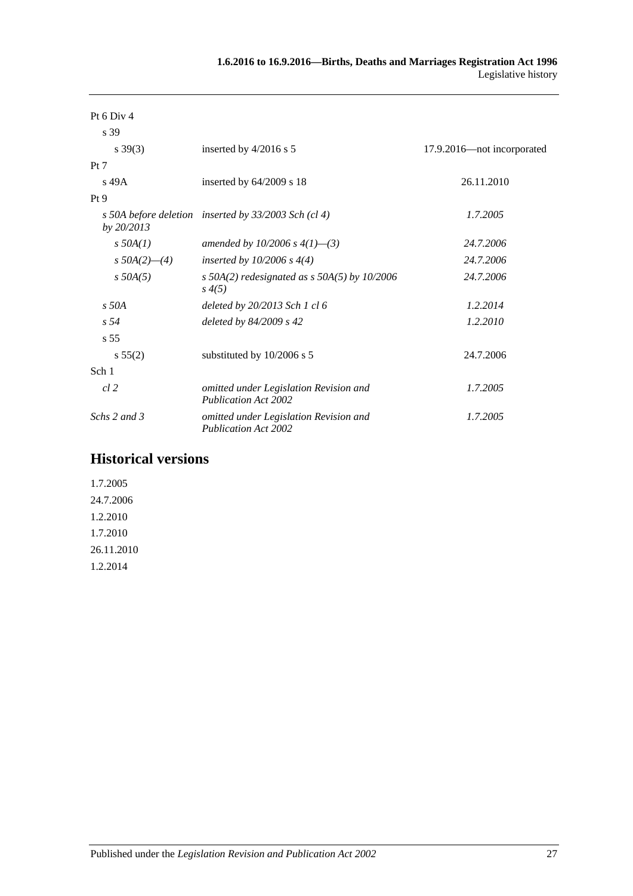| | | |
|---|---|---|
| Pt 6 Div 4 | | |
| s 39 | | |
| s 39(3) | inserted by 4/2016 s 5 | 17.9.2016—not incorporated |
| Pt 7 | | |
| s 49A | inserted by 64/2009 s 18 | 26.11.2010 |
| Pt 9 | | |
| *s 50A before deletion by 20/2013* | *inserted by 33/2003 Sch (cl 4)* | *1.7.2005* |
| *s 50A(1)* | *amended by 10/2006 s 4(1)—(3)* | *24.7.2006* |
| *s 50A(2)—(4)* | *inserted by 10/2006 s 4(4)* | *24.7.2006* |
| *s 50A(5)* | *s 50A(2) redesignated as s 50A(5) by 10/2006 s 4(5)* | *24.7.2006* |
| *s 50A* | *deleted by 20/2013 Sch 1 cl 6* | *1.2.2014* |
| *s 54* | *deleted by 84/2009 s 42* | *1.2.2010* |
| s 55 | | |
| s 55(2) | substituted by 10/2006 s 5 | 24.7.2006 |
| Sch 1 | | |
| *cl 2* | *omitted under Legislation Revision and Publication Act 2002* | *1.7.2005* |
| *Schs 2 and 3* | *omitted under Legislation Revision and Publication Act 2002* | *1.7.2005* |

## Historical versions

1.7.2005

24.7.2006

1.2.2010

1.7.2010

26.11.2010

1.2.2014